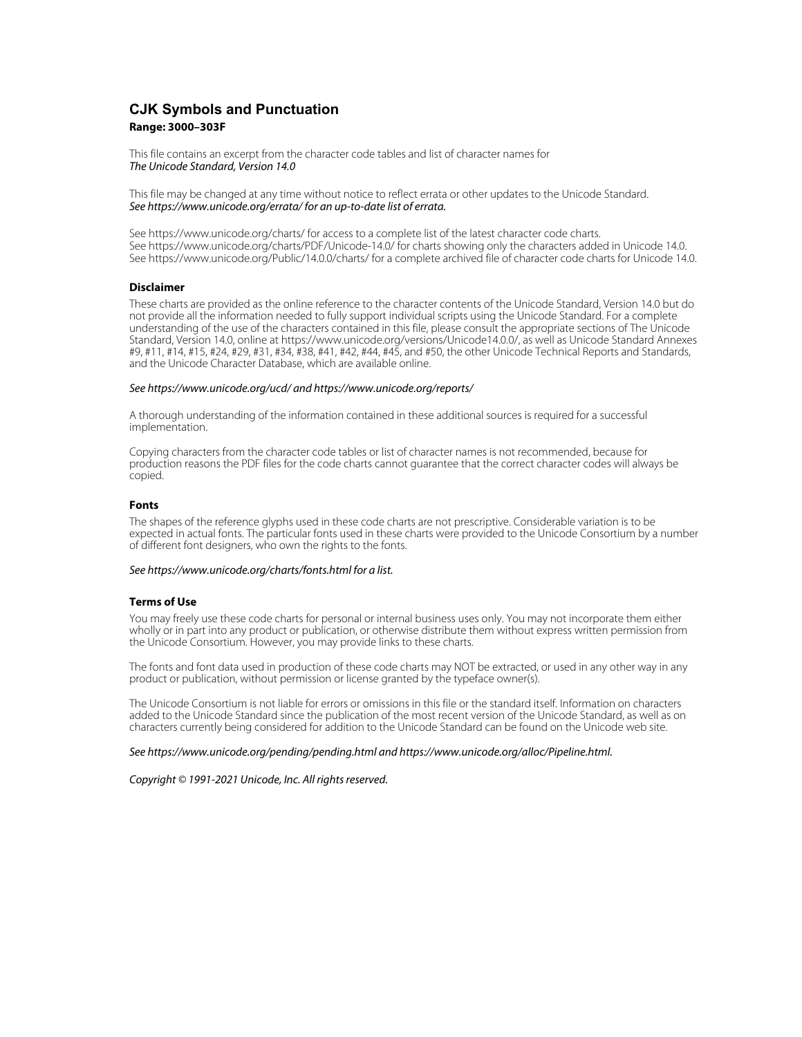# CJK Symbols and Punctuation

**Range: 3000–303F**

This file contains an excerpt from the character code tables and list of character names for
*The Unicode Standard, Version 14.0*

This file may be changed at any time without notice to reflect errata or other updates to the Unicode Standard.
*See https://www.unicode.org/errata/ for an up-to-date list of errata.*

See https://www.unicode.org/charts/ for access to a complete list of the latest character code charts.
See https://www.unicode.org/charts/PDF/Unicode-14.0/ for charts showing only the characters added in Unicode 14.0.
See https://www.unicode.org/Public/14.0.0/charts/ for a complete archived file of character code charts for Unicode 14.0.

### Disclaimer

These charts are provided as the online reference to the character contents of the Unicode Standard, Version 14.0 but do not provide all the information needed to fully support individual scripts using the Unicode Standard. For a complete understanding of the use of the characters contained in this file, please consult the appropriate sections of The Unicode Standard, Version 14.0, online at https://www.unicode.org/versions/Unicode14.0.0/, as well as Unicode Standard Annexes #9, #11, #14, #15, #24, #29, #31, #34, #38, #41, #42, #44, #45, and #50, the other Unicode Technical Reports and Standards, and the Unicode Character Database, which are available online.

*See https://www.unicode.org/ucd/ and https://www.unicode.org/reports/*

A thorough understanding of the information contained in these additional sources is required for a successful implementation.

Copying characters from the character code tables or list of character names is not recommended, because for production reasons the PDF files for the code charts cannot guarantee that the correct character codes will always be copied.

### Fonts

The shapes of the reference glyphs used in these code charts are not prescriptive. Considerable variation is to be expected in actual fonts. The particular fonts used in these charts were provided to the Unicode Consortium by a number of different font designers, who own the rights to the fonts.

*See https://www.unicode.org/charts/fonts.html for a list.*

### Terms of Use

You may freely use these code charts for personal or internal business uses only. You may not incorporate them either wholly or in part into any product or publication, or otherwise distribute them without express written permission from the Unicode Consortium. However, you may provide links to these charts.

The fonts and font data used in production of these code charts may NOT be extracted, or used in any other way in any product or publication, without permission or license granted by the typeface owner(s).

The Unicode Consortium is not liable for errors or omissions in this file or the standard itself. Information on characters added to the Unicode Standard since the publication of the most recent version of the Unicode Standard, as well as on characters currently being considered for addition to the Unicode Standard can be found on the Unicode web site.

*See https://www.unicode.org/pending/pending.html and https://www.unicode.org/alloc/Pipeline.html.*

*Copyright © 1991-2021 Unicode, Inc. All rights reserved.*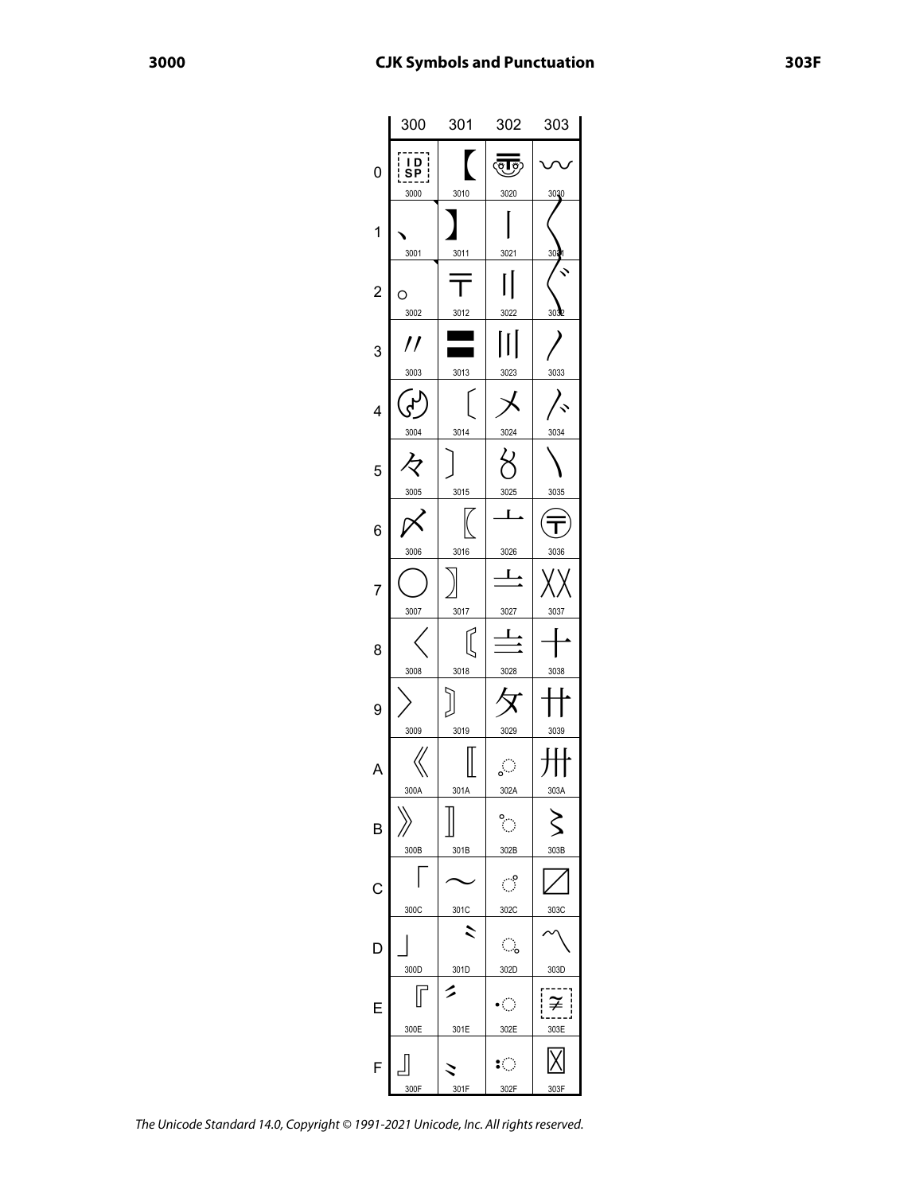# CJK Symbols and Punctuation

| | 300 | 301 | 302 | 303 |
|---|---|---|---|---|
| 0 | IDSP 3000 | 【 3010 | 〠 3020 | 〰 3030 |
| 1 | 、 3001 | 】 3011 | 〡 3021 | 〱 3031 |
| 2 | 。 3002 | 〒 3012 | 〢 3022 | 〲 3032 |
| 3 | 〃 3003 | 〓 3013 | 〣 3023 | 〳 3033 |
| 4 | 〄 3004 | 〔 3014 | 〤 3024 | 〴 3034 |
| 5 | 々 3005 | 〕 3015 | 〥 3025 | 〵 3035 |
| 6 | 〆 3006 | 〖 3016 | 〦 3026 | 〶 3036 |
| 7 | 〇 3007 | 〗 3017 | 〧 3027 | 〷 3037 |
| 8 | 〈 3008 | 〘 3018 | 〨 3028 | 〸 3038 |
| 9 | 〉 3009 | 〙 3019 | 〩 3029 | 〹 3039 |
| A | 《 300A | 〚 301A | 〪 302A | 〺 303A |
| B | 》 300B | 〛 301B | 〫 302B | 〻 303B |
| C | 「 300C | 〜 301C | 〬 302C | 〼 303C |
| D | 」 300D | 〝 301D | 〭 302D | 〽 303D |
| E | 『 300E | 〞 301E | 〮 302E | 〾 303E |
| F | 』 300F | 〟 301F | 〯 302F | 〿 303F |

*The Unicode Standard 14.0, Copyright © 1991-2021 Unicode, Inc. All rights reserved.*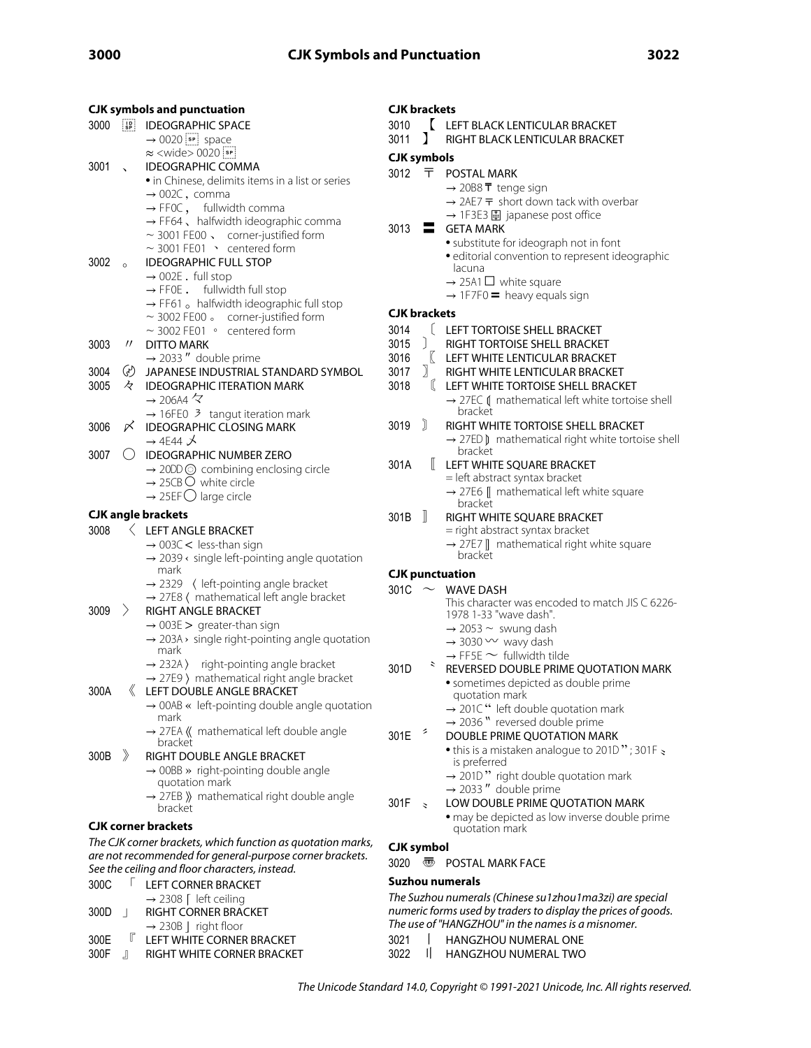# CJK Symbols and Punctuation

## CJK symbols and punctuation

3000 　 IDEOGRAPHIC SPACE
- → 0020 space
- ≈ <wide> 0020

3001 、 IDEOGRAPHIC COMMA
- • in Chinese, delimits items in a list or series
- → 002C , comma
- → FF0C ， fullwidth comma
- → FF64 ､ halfwidth ideographic comma
- ~ 3001 FE00 、 corner-justified form
- ~ 3001 FE01 、 centered form

3002 。 IDEOGRAPHIC FULL STOP
- → 002E . full stop
- → FF0E ． fullwidth full stop
- → FF61 ｡ halfwidth ideographic full stop
- ~ 3002 FE00 。 corner-justified form
- ~ 3002 FE01 。 centered form

3003 〃 DITTO MARK
- → 2033 ″ double prime

3004 〄 JAPANESE INDUSTRIAL STANDARD SYMBOL

3005 々 IDEOGRAPHIC ITERATION MARK
- → 206A4 𠚤
- → 16FE0 𖿠 tangut iteration mark

3006 〆 IDEOGRAPHIC CLOSING MARK
- → 4E44 乄

3007 〇 IDEOGRAPHIC NUMBER ZERO
- → 20DD ⃝ combining enclosing circle
- → 25CB ○ white circle
- → 25EF ◯ large circle

## CJK angle brackets

3008 〈 LEFT ANGLE BRACKET
- → 003C < less-than sign
- → 2039 ‹ single left-pointing angle quotation mark
- → 2329 〈 left-pointing angle bracket
- → 27E8 ⟨ mathematical left angle bracket

3009 〉 RIGHT ANGLE BRACKET
- → 003E > greater-than sign
- → 203A › single right-pointing angle quotation mark
- → 232A 〉 right-pointing angle bracket
- → 27E9 ⟩ mathematical right angle bracket

300A 《 LEFT DOUBLE ANGLE BRACKET
- → 00AB « left-pointing double angle quotation mark
- → 27EA ⟪ mathematical left double angle bracket

300B 》 RIGHT DOUBLE ANGLE BRACKET
- → 00BB » right-pointing double angle quotation mark
- → 27EB ⟫ mathematical right double angle bracket

## CJK corner brackets

*The CJK corner brackets, which function as quotation marks, are not recommended for general-purpose corner brackets. See the ceiling and floor characters, instead.*

300C 「 LEFT CORNER BRACKET
- → 2308 ⌈ left ceiling

300D 」 RIGHT CORNER BRACKET
- → 230B ⌋ right floor

300E 『 LEFT WHITE CORNER BRACKET

300F 』 RIGHT WHITE CORNER BRACKET

## CJK brackets

3010 【 LEFT BLACK LENTICULAR BRACKET

3011 】 RIGHT BLACK LENTICULAR BRACKET

## CJK symbols

3012 〒 POSTAL MARK
- → 20B8 ₸ tenge sign
- → 2AE7 ⫧ short down tack with overbar
- → 1F3E3 🏣 japanese post office

3013 〓 GETA MARK
- • substitute for ideograph not in font
- • editorial convention to represent ideographic lacuna
- → 25A1 □ white square
- → 1F7F0 🟰 heavy equals sign

## CJK brackets

3014 〔 LEFT TORTOISE SHELL BRACKET

3015 〕 RIGHT TORTOISE SHELL BRACKET

3016 〖 LEFT WHITE LENTICULAR BRACKET

3017 〗 RIGHT WHITE LENTICULAR BRACKET

3018 〘 LEFT WHITE TORTOISE SHELL BRACKET
- → 27EC ⟬ mathematical left white tortoise shell bracket

3019 〙 RIGHT WHITE TORTOISE SHELL BRACKET
- → 27ED ⟭ mathematical right white tortoise shell bracket

301A 〚 LEFT WHITE SQUARE BRACKET
- = left abstract syntax bracket
- → 27E6 ⟦ mathematical left white square bracket

301B 〛 RIGHT WHITE SQUARE BRACKET
- = right abstract syntax bracket
- → 27E7 ⟧ mathematical right white square bracket

## CJK punctuation

301C 〜 WAVE DASH
- This character was encoded to match JIS C 6226-1978 1-33 "wave dash".
- → 2053 ⁓ swung dash
- → 3030 〰 wavy dash
- → FF5E ～ fullwidth tilde

301D 〝 REVERSED DOUBLE PRIME QUOTATION MARK
- • sometimes depicted as double prime quotation mark
- → 201C “ left double quotation mark
- → 2036 ‶ reversed double prime

301E 〞 DOUBLE PRIME QUOTATION MARK
- • this is a mistaken analogue to 201D ”; 301F 〟 is preferred
- → 201D ” right double quotation mark
- → 2033 ″ double prime

301F 〟 LOW DOUBLE PRIME QUOTATION MARK
- • may be depicted as low inverse double prime quotation mark

## CJK symbol

3020 〠 POSTAL MARK FACE

## Suzhou numerals

*The Suzhou numerals (Chinese su1zhou1ma3zi) are special numeric forms used by traders to display the prices of goods. The use of "HANGZHOU" in the names is a misnomer.*

3021 〡 HANGZHOU NUMERAL ONE

3022 〢 HANGZHOU NUMERAL TWO

*The Unicode Standard 14.0, Copyright © 1991-2021 Unicode, Inc. All rights reserved.*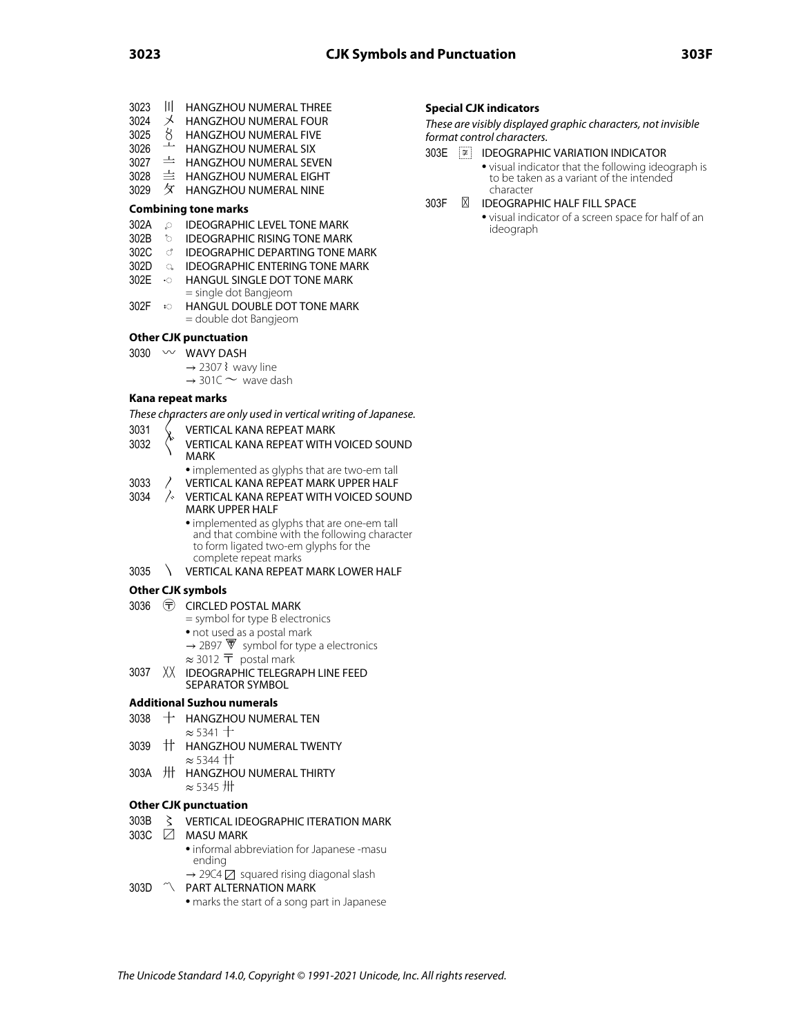3023 〣 HANGZHOU NUMERAL THREE
3024 〤 HANGZHOU NUMERAL FOUR
3025 〥 HANGZHOU NUMERAL FIVE
3026 〦 HANGZHOU NUMERAL SIX
3027 〧 HANGZHOU NUMERAL SEVEN
3028 〨 HANGZHOU NUMERAL EIGHT
3029 〩 HANGZHOU NUMERAL NINE

**Combining tone marks**

302A ◌〪 IDEOGRAPHIC LEVEL TONE MARK
302B ◌〫 IDEOGRAPHIC RISING TONE MARK
302C ◌〬 IDEOGRAPHIC DEPARTING TONE MARK
302D ◌〭 IDEOGRAPHIC ENTERING TONE MARK
302E ◌〮 HANGUL SINGLE DOT TONE MARK
 = single dot Bangjeom
302F ◌〯 HANGUL DOUBLE DOT TONE MARK
 = double dot Bangjeom

**Other CJK punctuation**

3030 〰 WAVY DASH
 → 2307 ⌇ wavy line
 → 301C 〜 wave dash

**Kana repeat marks**

*These characters are only used in vertical writing of Japanese.*

3031 〱 VERTICAL KANA REPEAT MARK
3032 〲 VERTICAL KANA REPEAT WITH VOICED SOUND MARK
 • implemented as glyphs that are two-em tall
3033 〳 VERTICAL KANA REPEAT MARK UPPER HALF
3034 〴 VERTICAL KANA REPEAT WITH VOICED SOUND MARK UPPER HALF
 • implemented as glyphs that are one-em tall and that combine with the following character to form ligated two-em glyphs for the complete repeat marks
3035 〵 VERTICAL KANA REPEAT MARK LOWER HALF

**Other CJK symbols**

3036 〶 CIRCLED POSTAL MARK
 = symbol for type B electronics
 • not used as a postal mark
 → 2B97 ⮗ symbol for type a electronics
 ≈ 3012 〒 postal mark
3037 〷 IDEOGRAPHIC TELEGRAPH LINE FEED SEPARATOR SYMBOL

**Additional Suzhou numerals**

3038 〸 HANGZHOU NUMERAL TEN
 ≈ 5341 十
3039 〹 HANGZHOU NUMERAL TWENTY
 ≈ 5344 卄
303A 〺 HANGZHOU NUMERAL THIRTY
 ≈ 5345 卅

**Other CJK punctuation**

303B 〻 VERTICAL IDEOGRAPHIC ITERATION MARK
303C 〼 MASU MARK
 • informal abbreviation for Japanese -masu ending
 → 29C4 ⧄ squared rising diagonal slash
303D 〽 PART ALTERNATION MARK
 • marks the start of a song part in Japanese

**Special CJK indicators**

*These are visibly displayed graphic characters, not invisible format control characters.*

303E 〾 IDEOGRAPHIC VARIATION INDICATOR
 • visual indicator that the following ideograph is to be taken as a variant of the intended character
303F 〿 IDEOGRAPHIC HALF FILL SPACE
 • visual indicator of a screen space for half of an ideograph